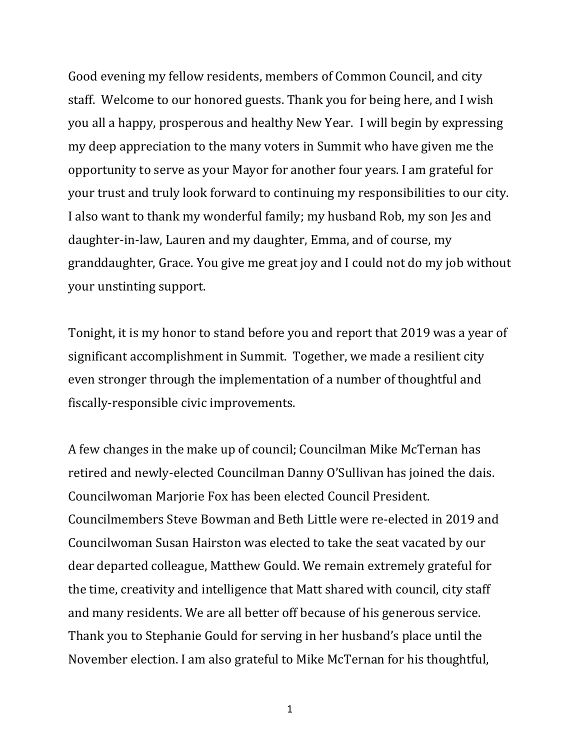Good evening my fellow residents, members of Common Council, and city staff. Welcome to our honored guests. Thank you for being here, and I wish you all a happy, prosperous and healthy New Year. I will begin by expressing my deep appreciation to the many voters in Summit who have given me the opportunity to serve as your Mayor for another four years. I am grateful for your trust and truly look forward to continuing my responsibilities to our city. I also want to thank my wonderful family; my husband Rob, my son Jes and daughter-in-law, Lauren and my daughter, Emma, and of course, my granddaughter, Grace. You give me great joy and I could not do my job without your unstinting support.

Tonight, it is my honor to stand before you and report that 2019 was a year of significant accomplishment in Summit. Together, we made a resilient city even stronger through the implementation of a number of thoughtful and fiscally-responsible civic improvements.

A few changes in the make up of council; Councilman Mike McTernan has retired and newly-elected Councilman Danny O'Sullivan has joined the dais. Councilwoman Marjorie Fox has been elected Council President. Councilmembers Steve Bowman and Beth Little were re-elected in 2019 and Councilwoman Susan Hairston was elected to take the seat vacated by our dear departed colleague, Matthew Gould. We remain extremely grateful for the time, creativity and intelligence that Matt shared with council, city staff and many residents. We are all better off because of his generous service. Thank you to Stephanie Gould for serving in her husband's place until the November election. I am also grateful to Mike McTernan for his thoughtful,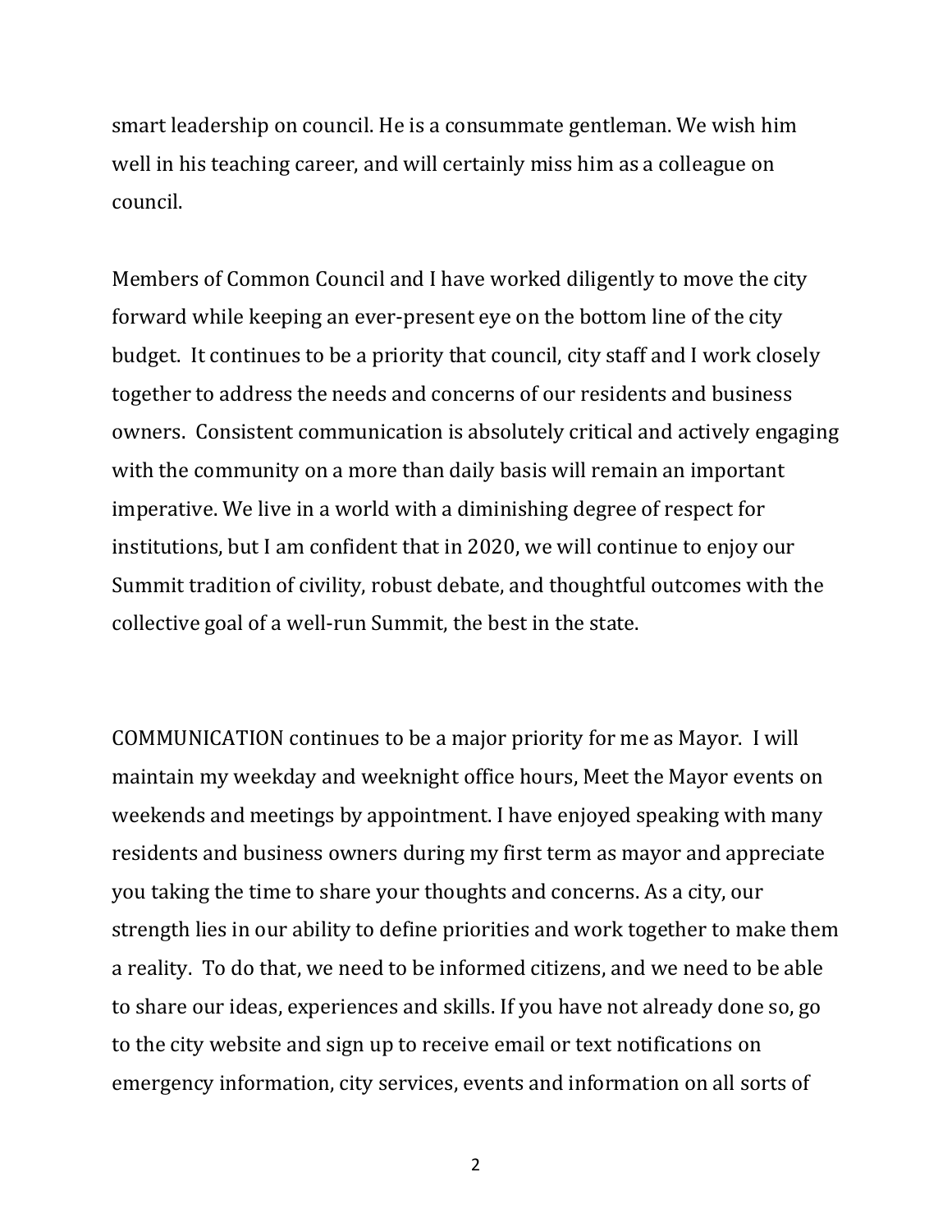smart leadership on council. He is a consummate gentleman. We wish him well in his teaching career, and will certainly miss him as a colleague on council.

Members of Common Council and I have worked diligently to move the city forward while keeping an ever-present eye on the bottom line of the city budget. It continues to be a priority that council, city staff and I work closely together to address the needs and concerns of our residents and business owners. Consistent communication is absolutely critical and actively engaging with the community on a more than daily basis will remain an important imperative. We live in a world with a diminishing degree of respect for institutions, but I am confident that in 2020, we will continue to enjoy our Summit tradition of civility, robust debate, and thoughtful outcomes with the collective goal of a well-run Summit, the best in the state.

COMMUNICATION continues to be a major priority for me as Mayor. I will maintain my weekday and weeknight office hours, Meet the Mayor events on weekends and meetings by appointment. I have enjoyed speaking with many residents and business owners during my first term as mayor and appreciate you taking the time to share your thoughts and concerns. As a city, our strength lies in our ability to define priorities and work together to make them a reality. To do that, we need to be informed citizens, and we need to be able to share our ideas, experiences and skills. If you have not already done so, go to the city website and sign up to receive email or text notifications on emergency information, city services, events and information on all sorts of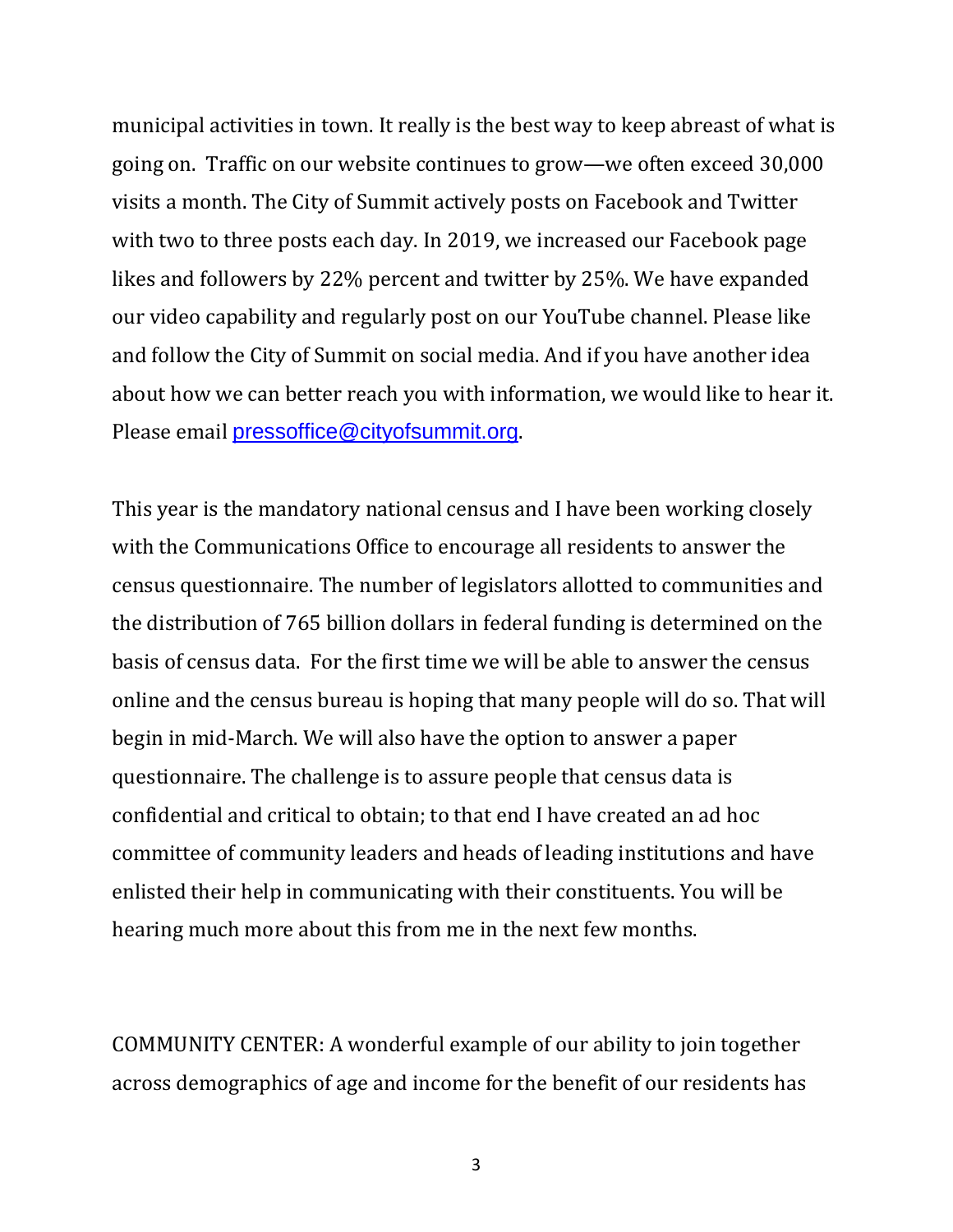municipal activities in town. It really is the best way to keep abreast of what is going on. Traffic on our website continues to grow—we often exceed 30,000 visits a month. The City of Summit actively posts on Facebook and Twitter with two to three posts each day. In 2019, we increased our Facebook page likes and followers by 22% percent and twitter by 25%. We have expanded our video capability and regularly post on our YouTube channel. Please like and follow the City of Summit on social media. And if you have another idea about how we can better reach you with information, we would like to hear it. Please email pressoffice@cityofsummit.org.

This year is the mandatory national census and I have been working closely with the Communications Office to encourage all residents to answer the census questionnaire. The number of legislators allotted to communities and the distribution of 765 billion dollars in federal funding is determined on the basis of census data. For the first time we will be able to answer the census online and the census bureau is hoping that many people will do so. That will begin in mid-March. We will also have the option to answer a paper questionnaire. The challenge is to assure people that census data is confidential and critical to obtain; to that end I have created an ad hoc committee of community leaders and heads of leading institutions and have enlisted their help in communicating with their constituents. You will be hearing much more about this from me in the next few months.

COMMUNITY CENTER: A wonderful example of our ability to join together across demographics of age and income for the benefit of our residents has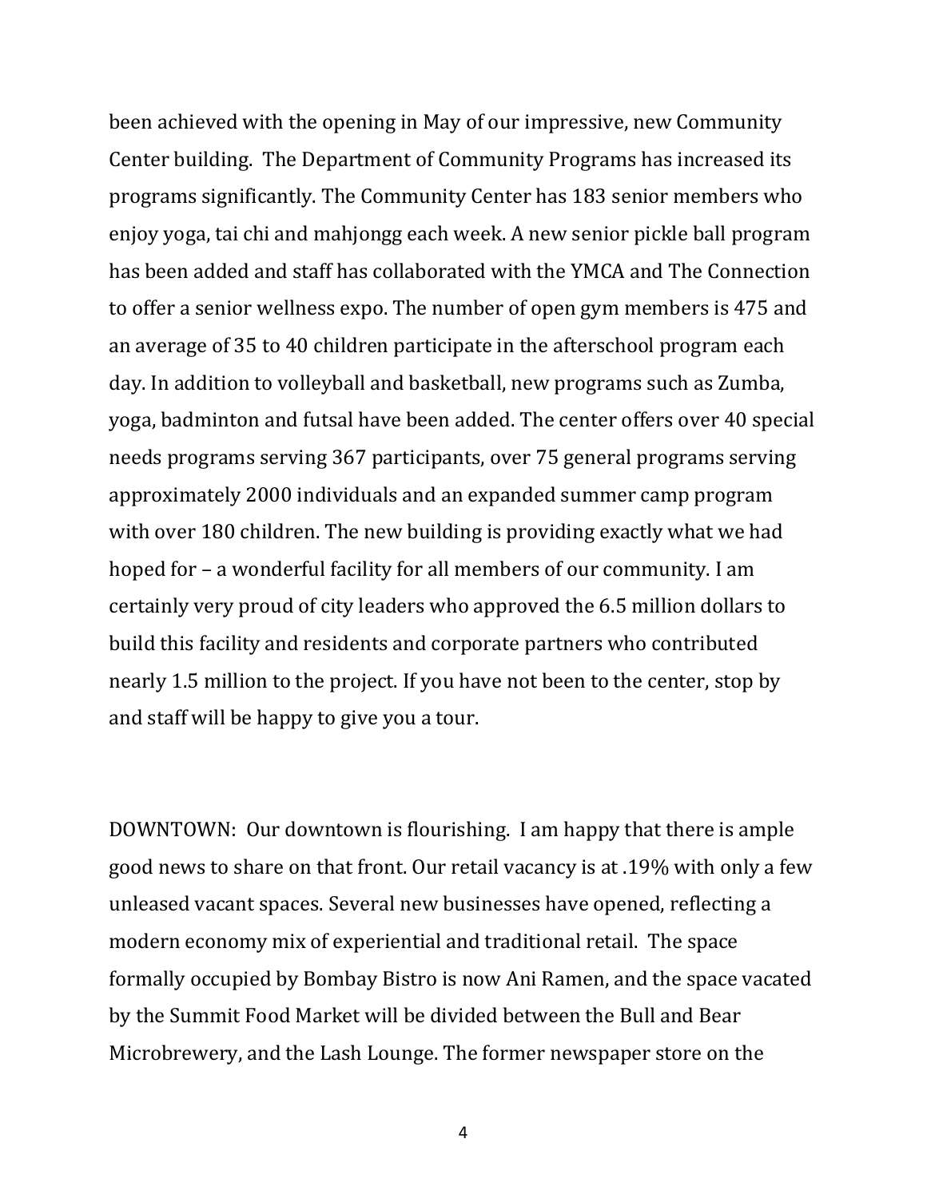been achieved with the opening in May of our impressive, new Community Center building. The Department of Community Programs has increased its programs significantly. The Community Center has 183 senior members who enjoy yoga, tai chi and mahjongg each week. A new senior pickle ball program has been added and staff has collaborated with the YMCA and The Connection to offer a senior wellness expo. The number of open gym members is 475 and an average of 35 to 40 children participate in the afterschool program each day. In addition to volleyball and basketball, new programs such as Zumba, yoga, badminton and futsal have been added. The center offers over 40 special needs programs serving 367 participants, over 75 general programs serving approximately 2000 individuals and an expanded summer camp program with over 180 children. The new building is providing exactly what we had hoped for – a wonderful facility for all members of our community. I am certainly very proud of city leaders who approved the 6.5 million dollars to build this facility and residents and corporate partners who contributed nearly 1.5 million to the project. If you have not been to the center, stop by and staff will be happy to give you a tour.

DOWNTOWN: Our downtown is flourishing. I am happy that there is ample good news to share on that front. Our retail vacancy is at .19% with only a few unleased vacant spaces. Several new businesses have opened, reflecting a modern economy mix of experiential and traditional retail. The space formally occupied by Bombay Bistro is now Ani Ramen, and the space vacated by the Summit Food Market will be divided between the Bull and Bear Microbrewery, and the Lash Lounge. The former newspaper store on the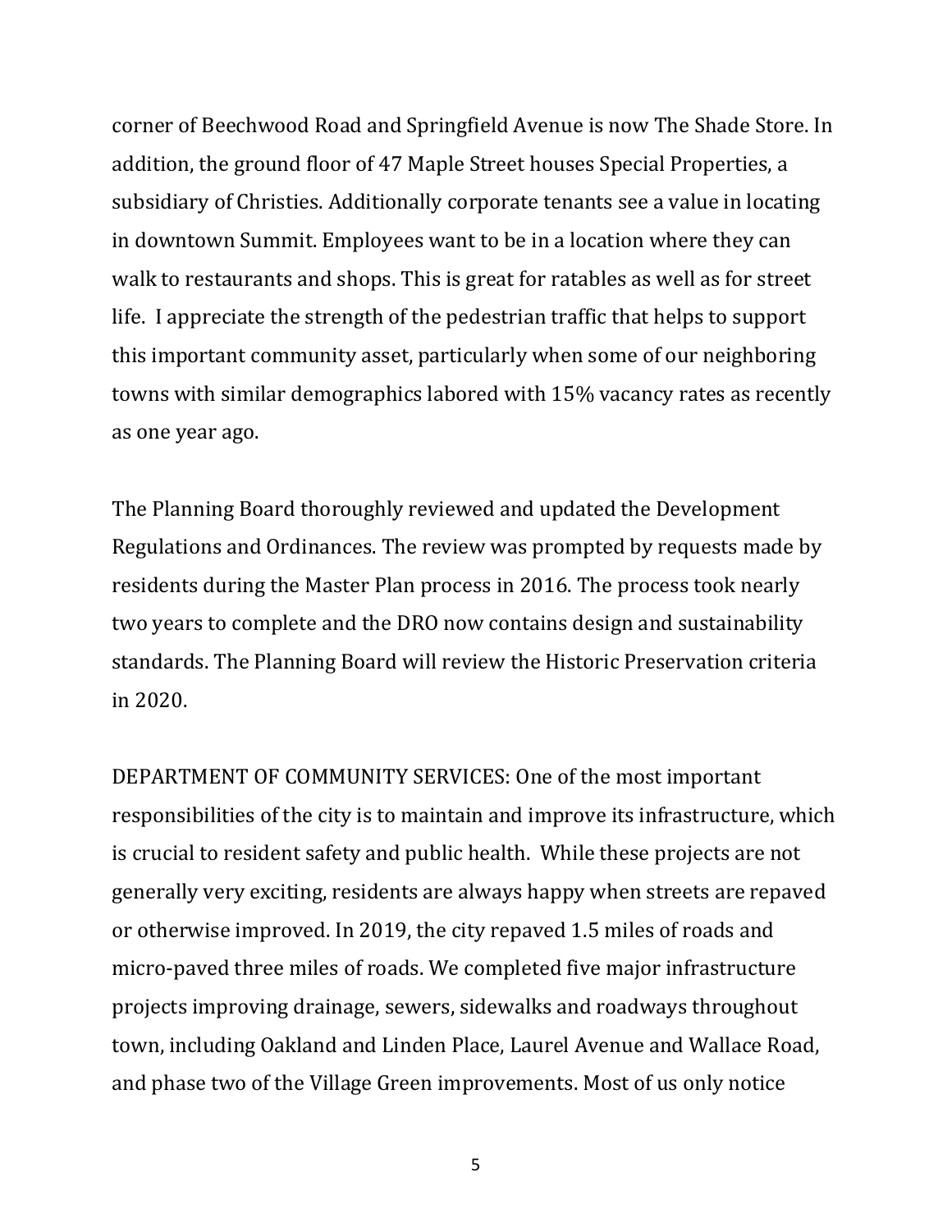corner of Beechwood Road and Springfield Avenue is now The Shade Store. In addition, the ground floor of 47 Maple Street houses Special Properties, a subsidiary of Christies. Additionally corporate tenants see a value in locating in downtown Summit. Employees want to be in a location where they can walk to restaurants and shops. This is great for ratables as well as for street life. I appreciate the strength of the pedestrian traffic that helps to support this important community asset, particularly when some of our neighboring towns with similar demographics labored with 15% vacancy rates as recently as one year ago.

The Planning Board thoroughly reviewed and updated the Development Regulations and Ordinances. The review was prompted by requests made by residents during the Master Plan process in 2016. The process took nearly two years to complete and the DRO now contains design and sustainability standards. The Planning Board will review the Historic Preservation criteria in 2020.

DEPARTMENT OF COMMUNITY SERVICES: One of the most important responsibilities of the city is to maintain and improve its infrastructure, which is crucial to resident safety and public health. While these projects are not generally very exciting, residents are always happy when streets are repaved or otherwise improved. In 2019, the city repaved 1.5 miles of roads and micro-paved three miles of roads. We completed five major infrastructure projects improving drainage, sewers, sidewalks and roadways throughout town, including Oakland and Linden Place, Laurel Avenue and Wallace Road, and phase two of the Village Green improvements. Most of us only notice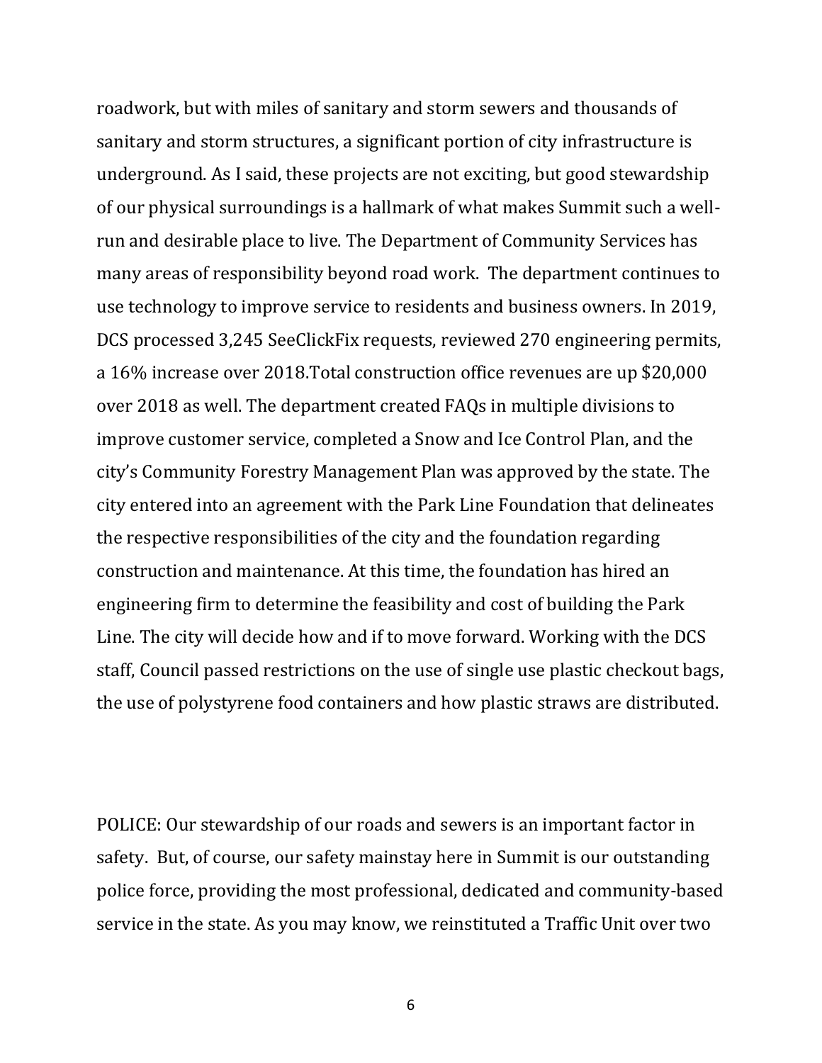roadwork, but with miles of sanitary and storm sewers and thousands of sanitary and storm structures, a significant portion of city infrastructure is underground. As I said, these projects are not exciting, but good stewardship of our physical surroundings is a hallmark of what makes Summit such a well-run and desirable place to live. The Department of Community Services has many areas of responsibility beyond road work. The department continues to use technology to improve service to residents and business owners. In 2019, DCS processed 3,245 SeeClickFix requests, reviewed 270 engineering permits, a 16% increase over 2018.Total construction office revenues are up $20,000 over 2018 as well. The department created FAQs in multiple divisions to improve customer service, completed a Snow and Ice Control Plan, and the city's Community Forestry Management Plan was approved by the state. The city entered into an agreement with the Park Line Foundation that delineates the respective responsibilities of the city and the foundation regarding construction and maintenance. At this time, the foundation has hired an engineering firm to determine the feasibility and cost of building the Park Line. The city will decide how and if to move forward. Working with the DCS staff, Council passed restrictions on the use of single use plastic checkout bags, the use of polystyrene food containers and how plastic straws are distributed.

POLICE: Our stewardship of our roads and sewers is an important factor in safety. But, of course, our safety mainstay here in Summit is our outstanding police force, providing the most professional, dedicated and community-based service in the state. As you may know, we reinstituted a Traffic Unit over two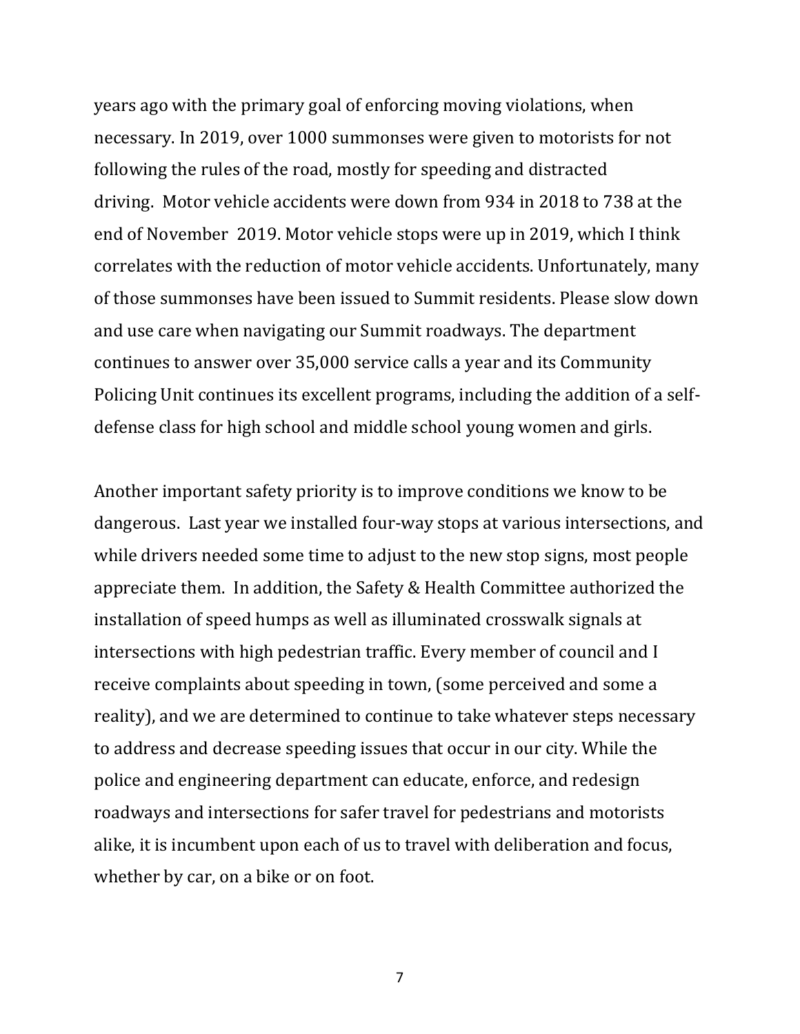years ago with the primary goal of enforcing moving violations, when necessary. In 2019, over 1000 summonses were given to motorists for not following the rules of the road, mostly for speeding and distracted driving. Motor vehicle accidents were down from 934 in 2018 to 738 at the end of November 2019. Motor vehicle stops were up in 2019, which I think correlates with the reduction of motor vehicle accidents. Unfortunately, many of those summonses have been issued to Summit residents. Please slow down and use care when navigating our Summit roadways. The department continues to answer over 35,000 service calls a year and its Community Policing Unit continues its excellent programs, including the addition of a self-defense class for high school and middle school young women and girls.

Another important safety priority is to improve conditions we know to be dangerous. Last year we installed four-way stops at various intersections, and while drivers needed some time to adjust to the new stop signs, most people appreciate them. In addition, the Safety & Health Committee authorized the installation of speed humps as well as illuminated crosswalk signals at intersections with high pedestrian traffic. Every member of council and I receive complaints about speeding in town, (some perceived and some a reality), and we are determined to continue to take whatever steps necessary to address and decrease speeding issues that occur in our city. While the police and engineering department can educate, enforce, and redesign roadways and intersections for safer travel for pedestrians and motorists alike, it is incumbent upon each of us to travel with deliberation and focus, whether by car, on a bike or on foot.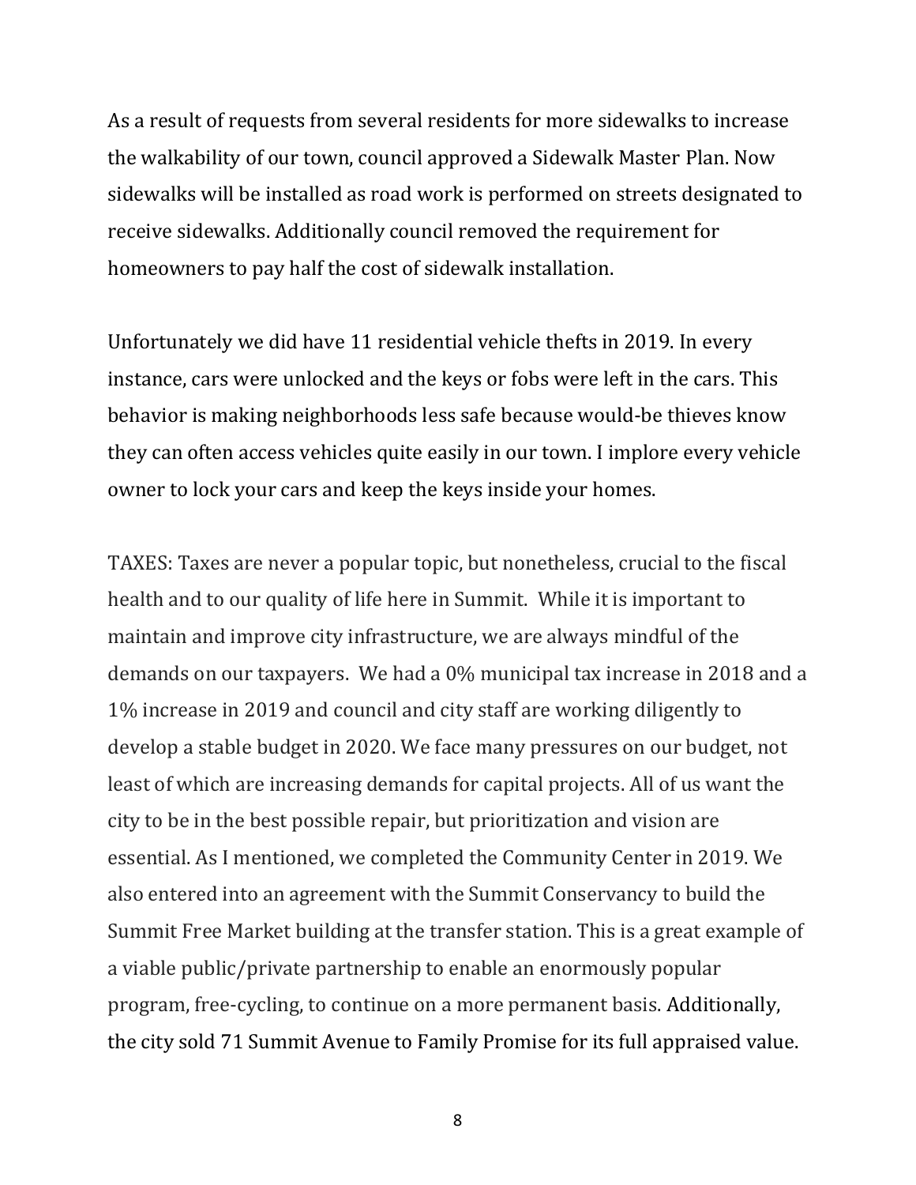As a result of requests from several residents for more sidewalks to increase the walkability of our town, council approved a Sidewalk Master Plan. Now sidewalks will be installed as road work is performed on streets designated to receive sidewalks. Additionally council removed the requirement for homeowners to pay half the cost of sidewalk installation.

Unfortunately we did have 11 residential vehicle thefts in 2019. In every instance, cars were unlocked and the keys or fobs were left in the cars. This behavior is making neighborhoods less safe because would-be thieves know they can often access vehicles quite easily in our town. I implore every vehicle owner to lock your cars and keep the keys inside your homes.

TAXES: Taxes are never a popular topic, but nonetheless, crucial to the fiscal health and to our quality of life here in Summit. While it is important to maintain and improve city infrastructure, we are always mindful of the demands on our taxpayers. We had a 0% municipal tax increase in 2018 and a 1% increase in 2019 and council and city staff are working diligently to develop a stable budget in 2020. We face many pressures on our budget, not least of which are increasing demands for capital projects. All of us want the city to be in the best possible repair, but prioritization and vision are essential. As I mentioned, we completed the Community Center in 2019. We also entered into an agreement with the Summit Conservancy to build the Summit Free Market building at the transfer station. This is a great example of a viable public/private partnership to enable an enormously popular program, free-cycling, to continue on a more permanent basis. Additionally, the city sold 71 Summit Avenue to Family Promise for its full appraised value.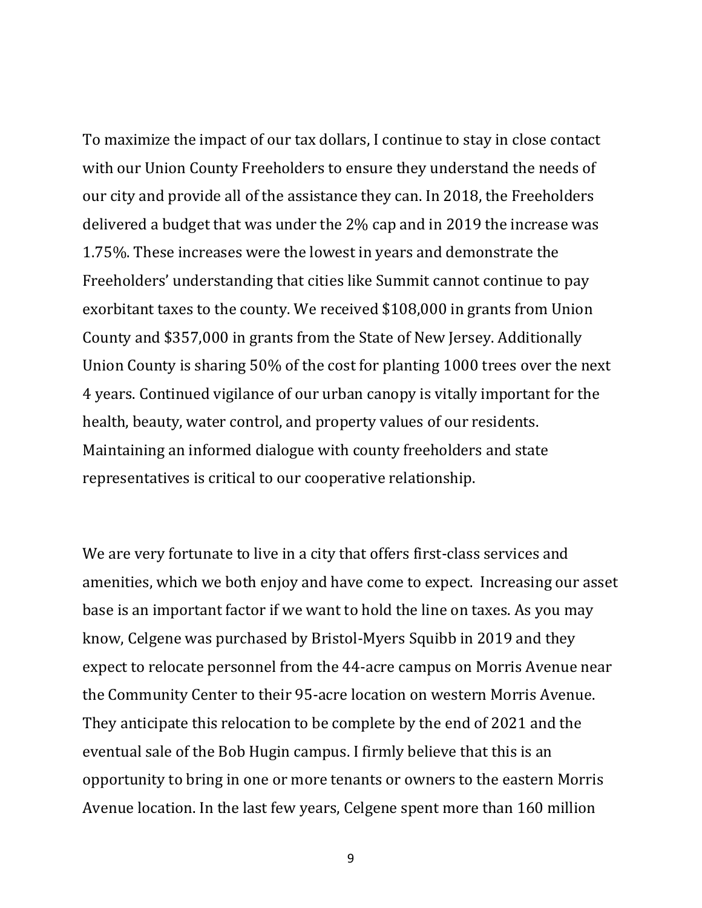To maximize the impact of our tax dollars, I continue to stay in close contact with our Union County Freeholders to ensure they understand the needs of our city and provide all of the assistance they can. In 2018, the Freeholders delivered a budget that was under the 2% cap and in 2019 the increase was 1.75%. These increases were the lowest in years and demonstrate the Freeholders' understanding that cities like Summit cannot continue to pay exorbitant taxes to the county. We received $108,000 in grants from Union County and $357,000 in grants from the State of New Jersey. Additionally Union County is sharing 50% of the cost for planting 1000 trees over the next 4 years. Continued vigilance of our urban canopy is vitally important for the health, beauty, water control, and property values of our residents. Maintaining an informed dialogue with county freeholders and state representatives is critical to our cooperative relationship.

We are very fortunate to live in a city that offers first-class services and amenities, which we both enjoy and have come to expect. Increasing our asset base is an important factor if we want to hold the line on taxes. As you may know, Celgene was purchased by Bristol-Myers Squibb in 2019 and they expect to relocate personnel from the 44-acre campus on Morris Avenue near the Community Center to their 95-acre location on western Morris Avenue. They anticipate this relocation to be complete by the end of 2021 and the eventual sale of the Bob Hugin campus. I firmly believe that this is an opportunity to bring in one or more tenants or owners to the eastern Morris Avenue location. In the last few years, Celgene spent more than 160 million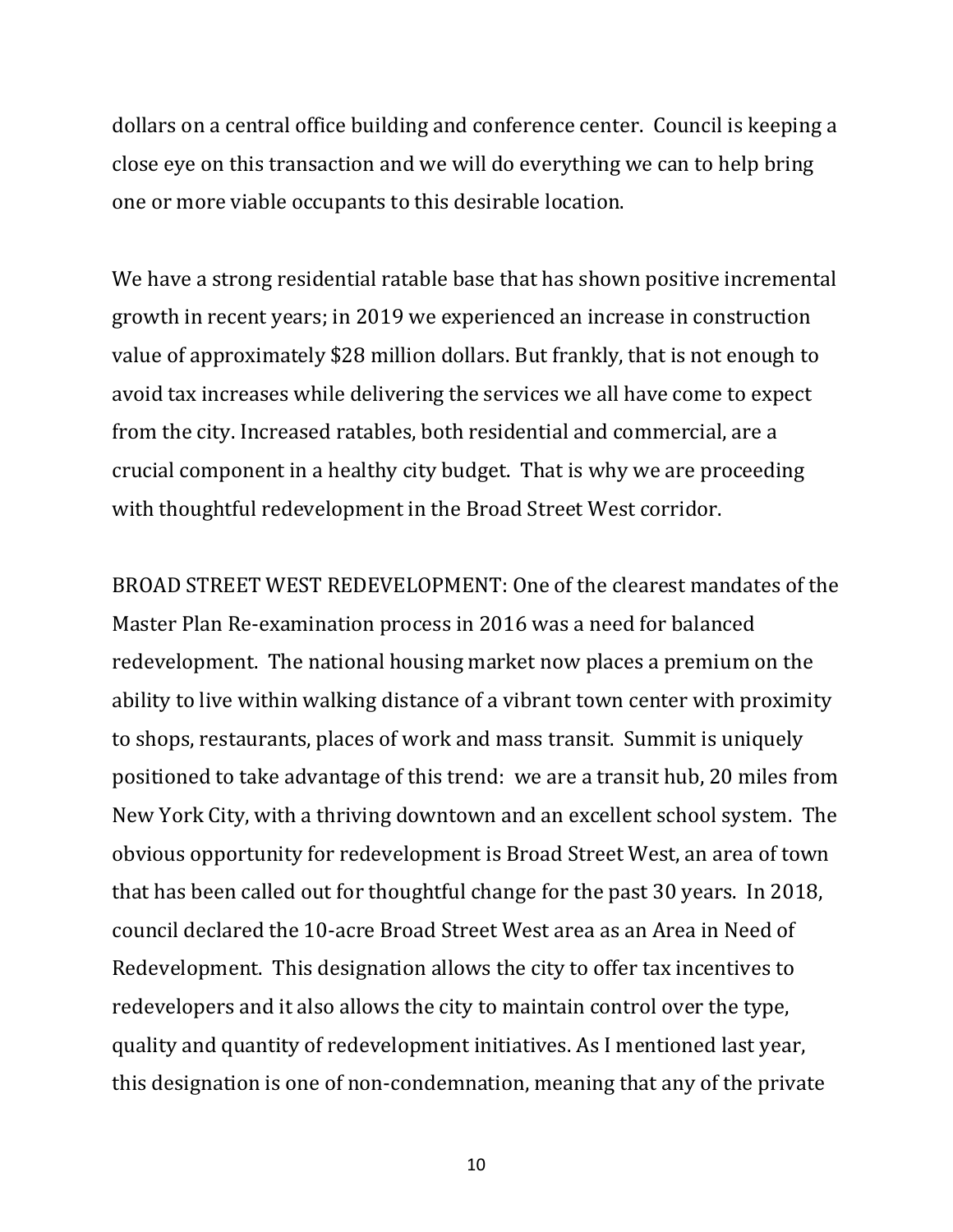dollars on a central office building and conference center. Council is keeping a close eye on this transaction and we will do everything we can to help bring one or more viable occupants to this desirable location.

We have a strong residential ratable base that has shown positive incremental growth in recent years; in 2019 we experienced an increase in construction value of approximately $28 million dollars. But frankly, that is not enough to avoid tax increases while delivering the services we all have come to expect from the city. Increased ratables, both residential and commercial, are a crucial component in a healthy city budget. That is why we are proceeding with thoughtful redevelopment in the Broad Street West corridor.

BROAD STREET WEST REDEVELOPMENT: One of the clearest mandates of the Master Plan Re-examination process in 2016 was a need for balanced redevelopment. The national housing market now places a premium on the ability to live within walking distance of a vibrant town center with proximity to shops, restaurants, places of work and mass transit. Summit is uniquely positioned to take advantage of this trend: we are a transit hub, 20 miles from New York City, with a thriving downtown and an excellent school system. The obvious opportunity for redevelopment is Broad Street West, an area of town that has been called out for thoughtful change for the past 30 years. In 2018, council declared the 10-acre Broad Street West area as an Area in Need of Redevelopment. This designation allows the city to offer tax incentives to redevelopers and it also allows the city to maintain control over the type, quality and quantity of redevelopment initiatives. As I mentioned last year, this designation is one of non-condemnation, meaning that any of the private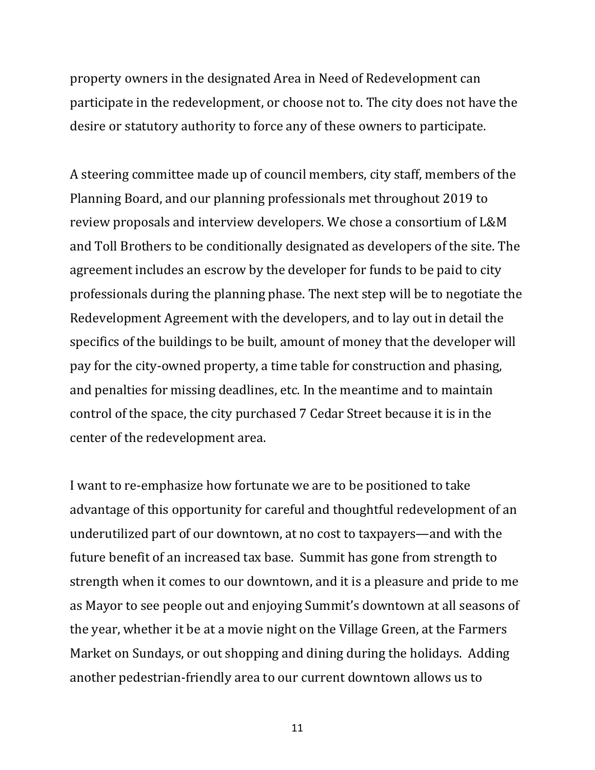property owners in the designated Area in Need of Redevelopment can participate in the redevelopment, or choose not to. The city does not have the desire or statutory authority to force any of these owners to participate.

A steering committee made up of council members, city staff, members of the Planning Board, and our planning professionals met throughout 2019 to review proposals and interview developers. We chose a consortium of L&M and Toll Brothers to be conditionally designated as developers of the site. The agreement includes an escrow by the developer for funds to be paid to city professionals during the planning phase. The next step will be to negotiate the Redevelopment Agreement with the developers, and to lay out in detail the specifics of the buildings to be built, amount of money that the developer will pay for the city-owned property, a time table for construction and phasing, and penalties for missing deadlines, etc. In the meantime and to maintain control of the space, the city purchased 7 Cedar Street because it is in the center of the redevelopment area.

I want to re-emphasize how fortunate we are to be positioned to take advantage of this opportunity for careful and thoughtful redevelopment of an underutilized part of our downtown, at no cost to taxpayers—and with the future benefit of an increased tax base. Summit has gone from strength to strength when it comes to our downtown, and it is a pleasure and pride to me as Mayor to see people out and enjoying Summit's downtown at all seasons of the year, whether it be at a movie night on the Village Green, at the Farmers Market on Sundays, or out shopping and dining during the holidays. Adding another pedestrian-friendly area to our current downtown allows us to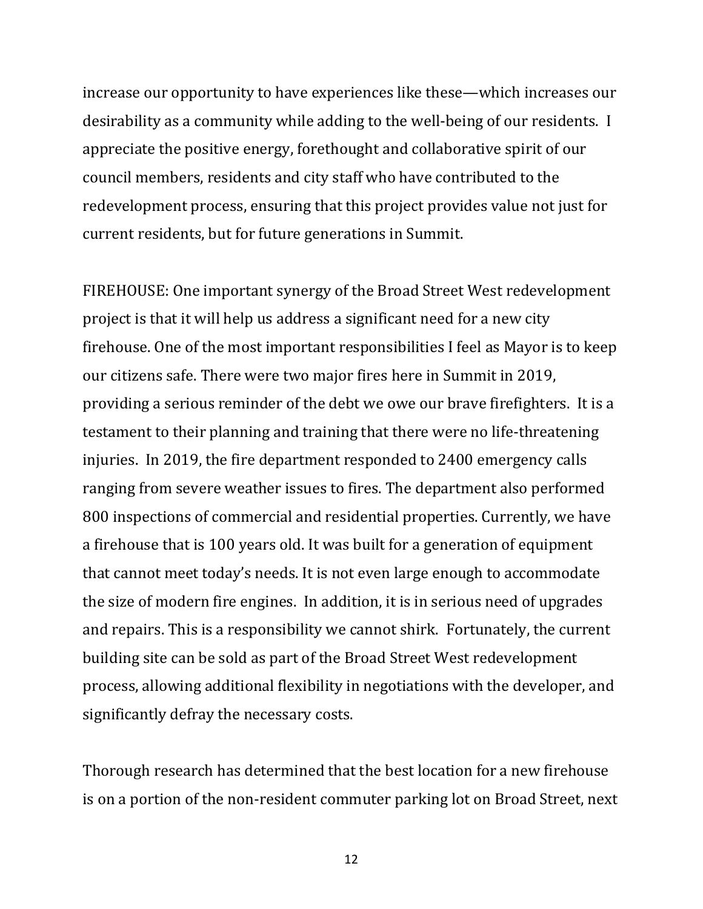increase our opportunity to have experiences like these—which increases our desirability as a community while adding to the well-being of our residents. I appreciate the positive energy, forethought and collaborative spirit of our council members, residents and city staff who have contributed to the redevelopment process, ensuring that this project provides value not just for current residents, but for future generations in Summit.

FIREHOUSE: One important synergy of the Broad Street West redevelopment project is that it will help us address a significant need for a new city firehouse. One of the most important responsibilities I feel as Mayor is to keep our citizens safe. There were two major fires here in Summit in 2019, providing a serious reminder of the debt we owe our brave firefighters. It is a testament to their planning and training that there were no life-threatening injuries. In 2019, the fire department responded to 2400 emergency calls ranging from severe weather issues to fires. The department also performed 800 inspections of commercial and residential properties. Currently, we have a firehouse that is 100 years old. It was built for a generation of equipment that cannot meet today's needs. It is not even large enough to accommodate the size of modern fire engines. In addition, it is in serious need of upgrades and repairs. This is a responsibility we cannot shirk. Fortunately, the current building site can be sold as part of the Broad Street West redevelopment process, allowing additional flexibility in negotiations with the developer, and significantly defray the necessary costs.

Thorough research has determined that the best location for a new firehouse is on a portion of the non-resident commuter parking lot on Broad Street, next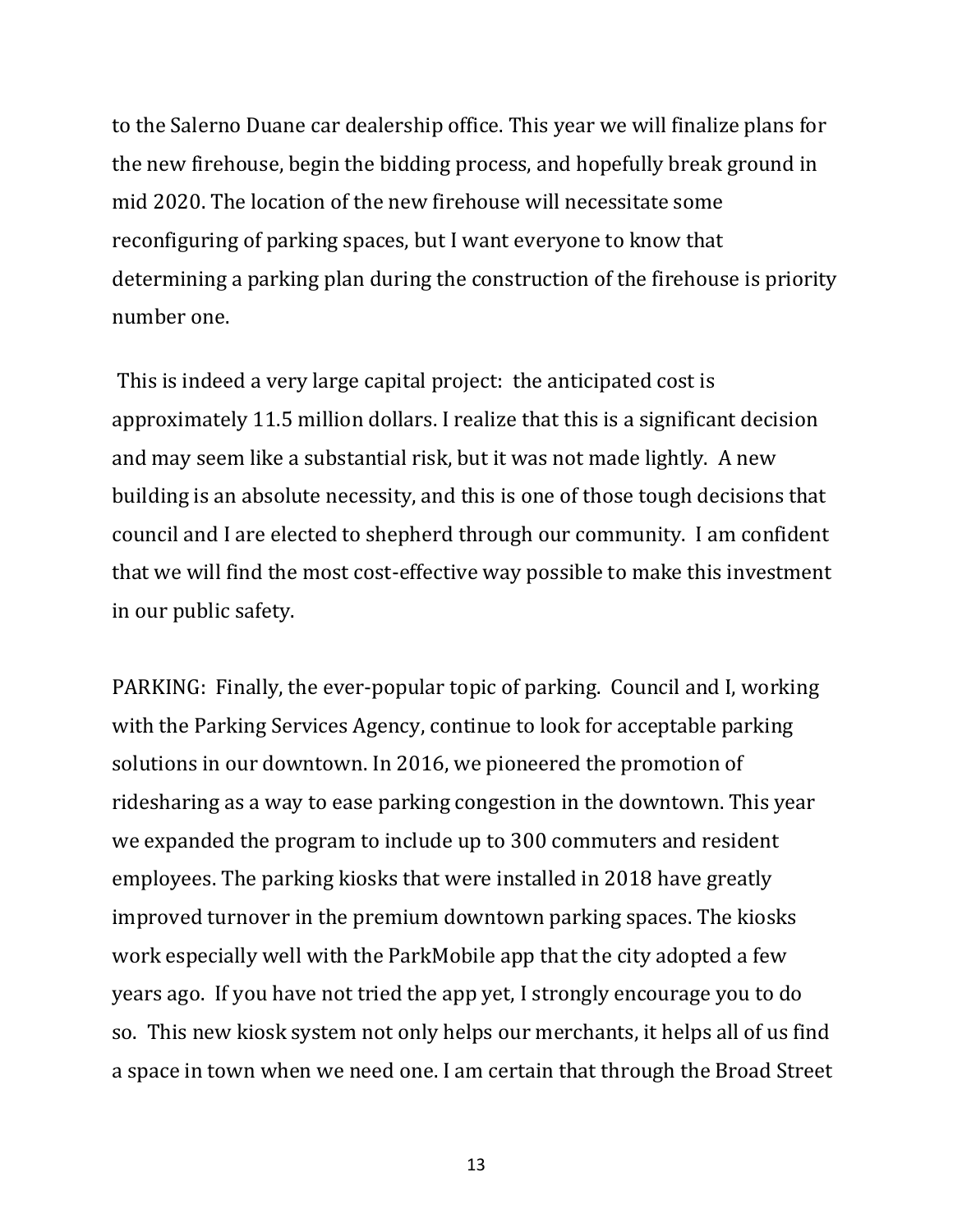to the Salerno Duane car dealership office. This year we will finalize plans for the new firehouse, begin the bidding process, and hopefully break ground in mid 2020. The location of the new firehouse will necessitate some reconfiguring of parking spaces, but I want everyone to know that determining a parking plan during the construction of the firehouse is priority number one.

This is indeed a very large capital project: the anticipated cost is approximately 11.5 million dollars. I realize that this is a significant decision and may seem like a substantial risk, but it was not made lightly. A new building is an absolute necessity, and this is one of those tough decisions that council and I are elected to shepherd through our community. I am confident that we will find the most cost-effective way possible to make this investment in our public safety.

PARKING: Finally, the ever-popular topic of parking. Council and I, working with the Parking Services Agency, continue to look for acceptable parking solutions in our downtown. In 2016, we pioneered the promotion of ridesharing as a way to ease parking congestion in the downtown. This year we expanded the program to include up to 300 commuters and resident employees. The parking kiosks that were installed in 2018 have greatly improved turnover in the premium downtown parking spaces. The kiosks work especially well with the ParkMobile app that the city adopted a few years ago. If you have not tried the app yet, I strongly encourage you to do so. This new kiosk system not only helps our merchants, it helps all of us find a space in town when we need one. I am certain that through the Broad Street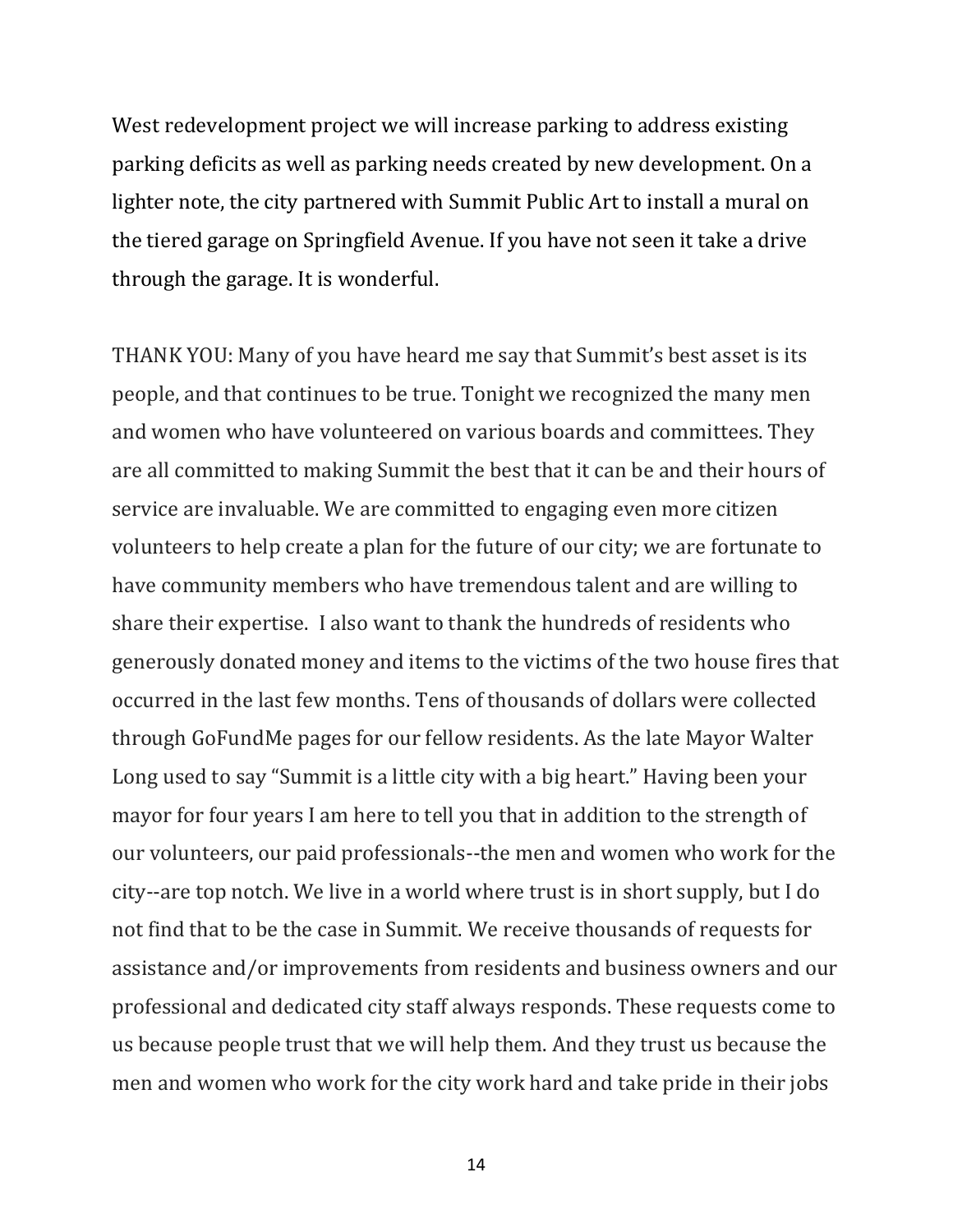West redevelopment project we will increase parking to address existing parking deficits as well as parking needs created by new development. On a lighter note, the city partnered with Summit Public Art to install a mural on the tiered garage on Springfield Avenue. If you have not seen it take a drive through the garage. It is wonderful.

THANK YOU: Many of you have heard me say that Summit's best asset is its people, and that continues to be true. Tonight we recognized the many men and women who have volunteered on various boards and committees. They are all committed to making Summit the best that it can be and their hours of service are invaluable. We are committed to engaging even more citizen volunteers to help create a plan for the future of our city; we are fortunate to have community members who have tremendous talent and are willing to share their expertise. I also want to thank the hundreds of residents who generously donated money and items to the victims of the two house fires that occurred in the last few months. Tens of thousands of dollars were collected through GoFundMe pages for our fellow residents. As the late Mayor Walter Long used to say "Summit is a little city with a big heart." Having been your mayor for four years I am here to tell you that in addition to the strength of our volunteers, our paid professionals--the men and women who work for the city--are top notch. We live in a world where trust is in short supply, but I do not find that to be the case in Summit. We receive thousands of requests for assistance and/or improvements from residents and business owners and our professional and dedicated city staff always responds. These requests come to us because people trust that we will help them. And they trust us because the men and women who work for the city work hard and take pride in their jobs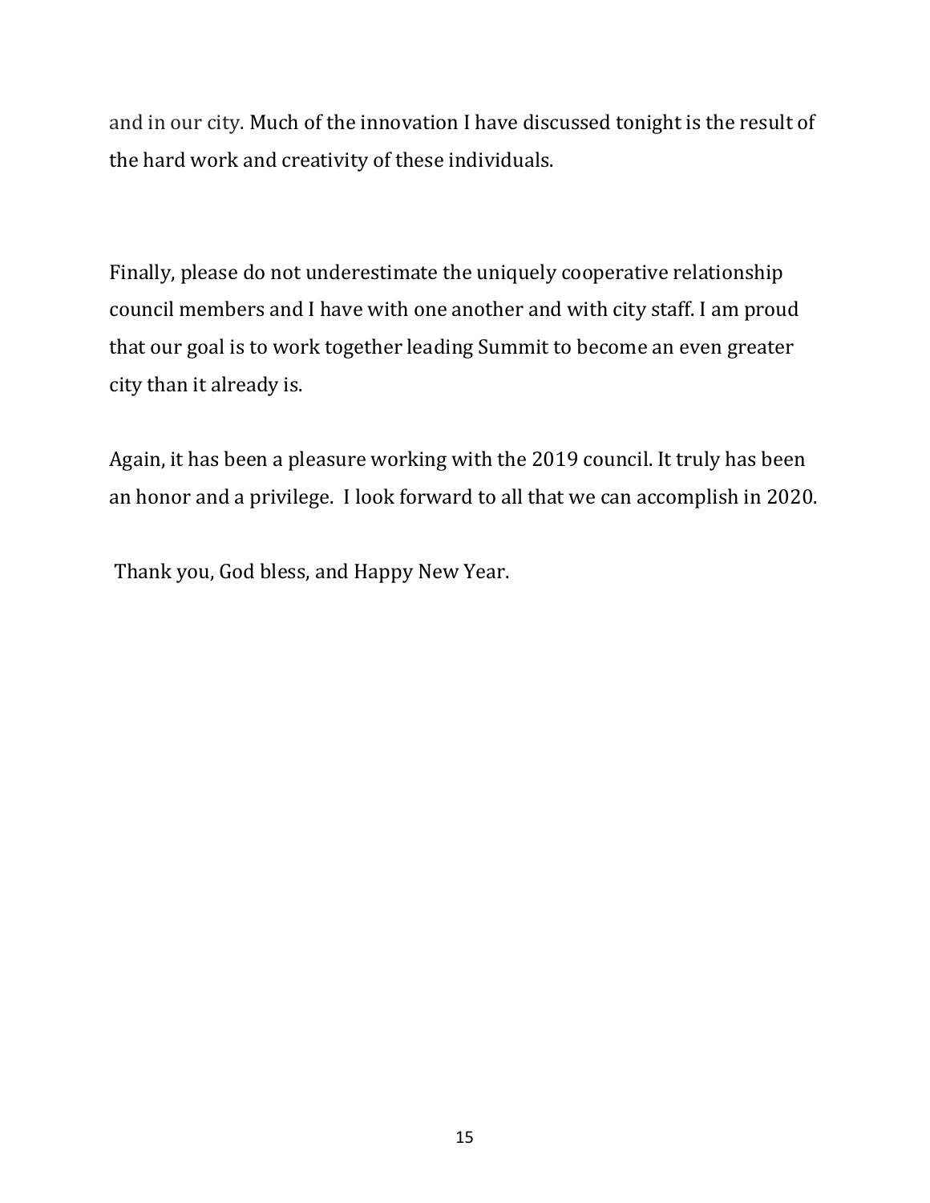and in our city. Much of the innovation I have discussed tonight is the result of the hard work and creativity of these individuals.

Finally, please do not underestimate the uniquely cooperative relationship council members and I have with one another and with city staff. I am proud that our goal is to work together leading Summit to become an even greater city than it already is.

Again, it has been a pleasure working with the 2019 council. It truly has been an honor and a privilege. I look forward to all that we can accomplish in 2020.

Thank you, God bless, and Happy New Year.